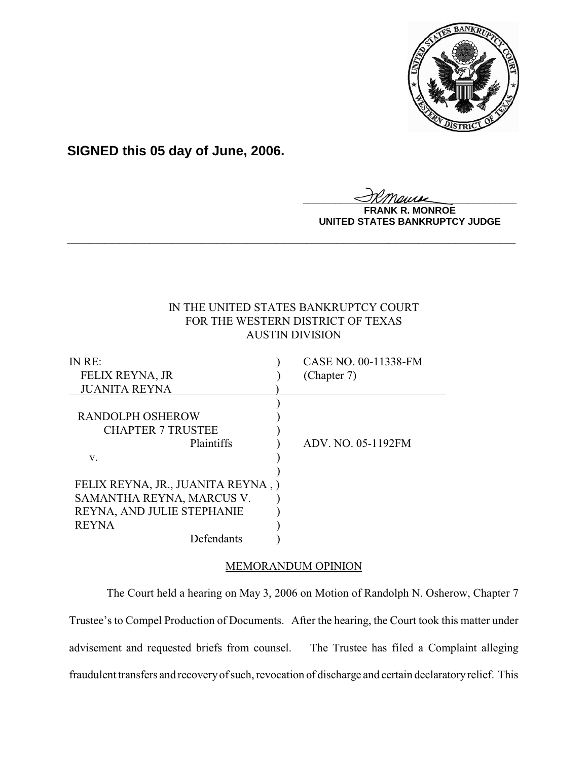**SIGNED this 05 day of June, 2006.**

FRANK R. MONROE
UNITED STATES BANKRUPTCY JUDGE

IN THE UNITED STATES BANKRUPTCY COURT
FOR THE WESTERN DISTRICT OF TEXAS
AUSTIN DIVISION

| | | |
|---|---|---|
| IN RE:<br>FELIX REYNA, JR<br>JUANITA REYNA | ) | CASE NO. 00-11338-FM<br>(Chapter 7) |
| RANDOLPH OSHEROW<br>CHAPTER 7 TRUSTEE<br>Plaintiffs<br>v.<br><br>FELIX REYNA, JR., JUANITA REYNA,<br>SAMANTHA REYNA, MARCUS V.<br>REYNA, AND JULIE STEPHANIE<br>REYNA<br>Defendants | ) | ADV. NO. 05-1192FM |

## MEMORANDUM OPINION

The Court held a hearing on May 3, 2006 on Motion of Randolph N. Osherow, Chapter 7 Trustee's to Compel Production of Documents. After the hearing, the Court took this matter under advisement and requested briefs from counsel. The Trustee has filed a Complaint alleging fraudulent transfers and recovery of such, revocation of discharge and certain declaratory relief. This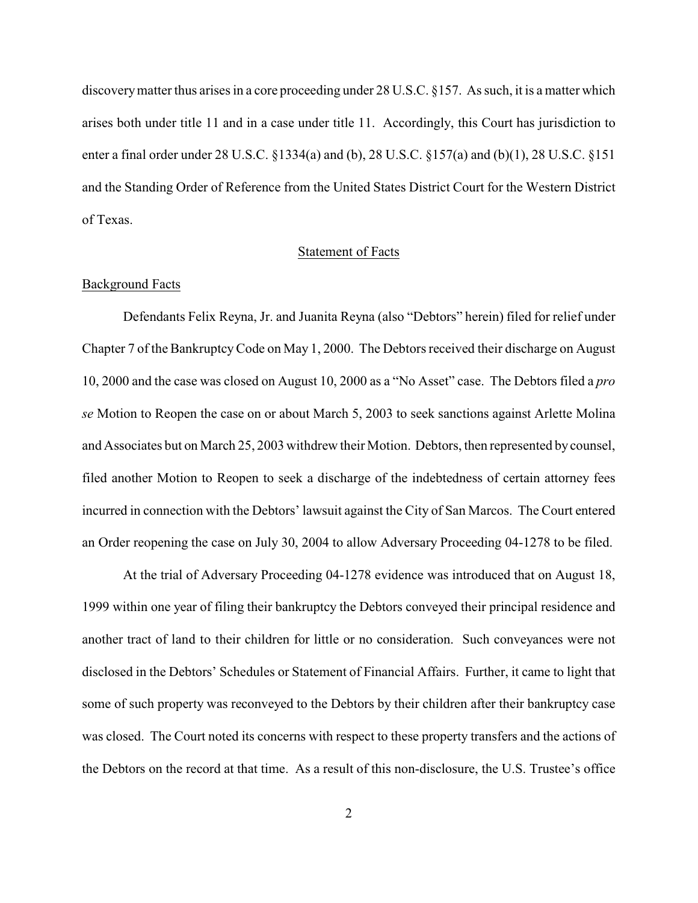discovery matter thus arises in a core proceeding under 28 U.S.C. §157. As such, it is a matter which arises both under title 11 and in a case under title 11. Accordingly, this Court has jurisdiction to enter a final order under 28 U.S.C. §1334(a) and (b), 28 U.S.C. §157(a) and (b)(1), 28 U.S.C. §151 and the Standing Order of Reference from the United States District Court for the Western District of Texas.

## Statement of Facts

### Background Facts

Defendants Felix Reyna, Jr. and Juanita Reyna (also "Debtors" herein) filed for relief under Chapter 7 of the Bankruptcy Code on May 1, 2000. The Debtors received their discharge on August 10, 2000 and the case was closed on August 10, 2000 as a "No Asset" case. The Debtors filed a *pro se* Motion to Reopen the case on or about March 5, 2003 to seek sanctions against Arlette Molina and Associates but on March 25, 2003 withdrew their Motion. Debtors, then represented by counsel, filed another Motion to Reopen to seek a discharge of the indebtedness of certain attorney fees incurred in connection with the Debtors' lawsuit against the City of San Marcos. The Court entered an Order reopening the case on July 30, 2004 to allow Adversary Proceeding 04-1278 to be filed.

At the trial of Adversary Proceeding 04-1278 evidence was introduced that on August 18, 1999 within one year of filing their bankruptcy the Debtors conveyed their principal residence and another tract of land to their children for little or no consideration. Such conveyances were not disclosed in the Debtors' Schedules or Statement of Financial Affairs. Further, it came to light that some of such property was reconveyed to the Debtors by their children after their bankruptcy case was closed. The Court noted its concerns with respect to these property transfers and the actions of the Debtors on the record at that time. As a result of this non-disclosure, the U.S. Trustee's office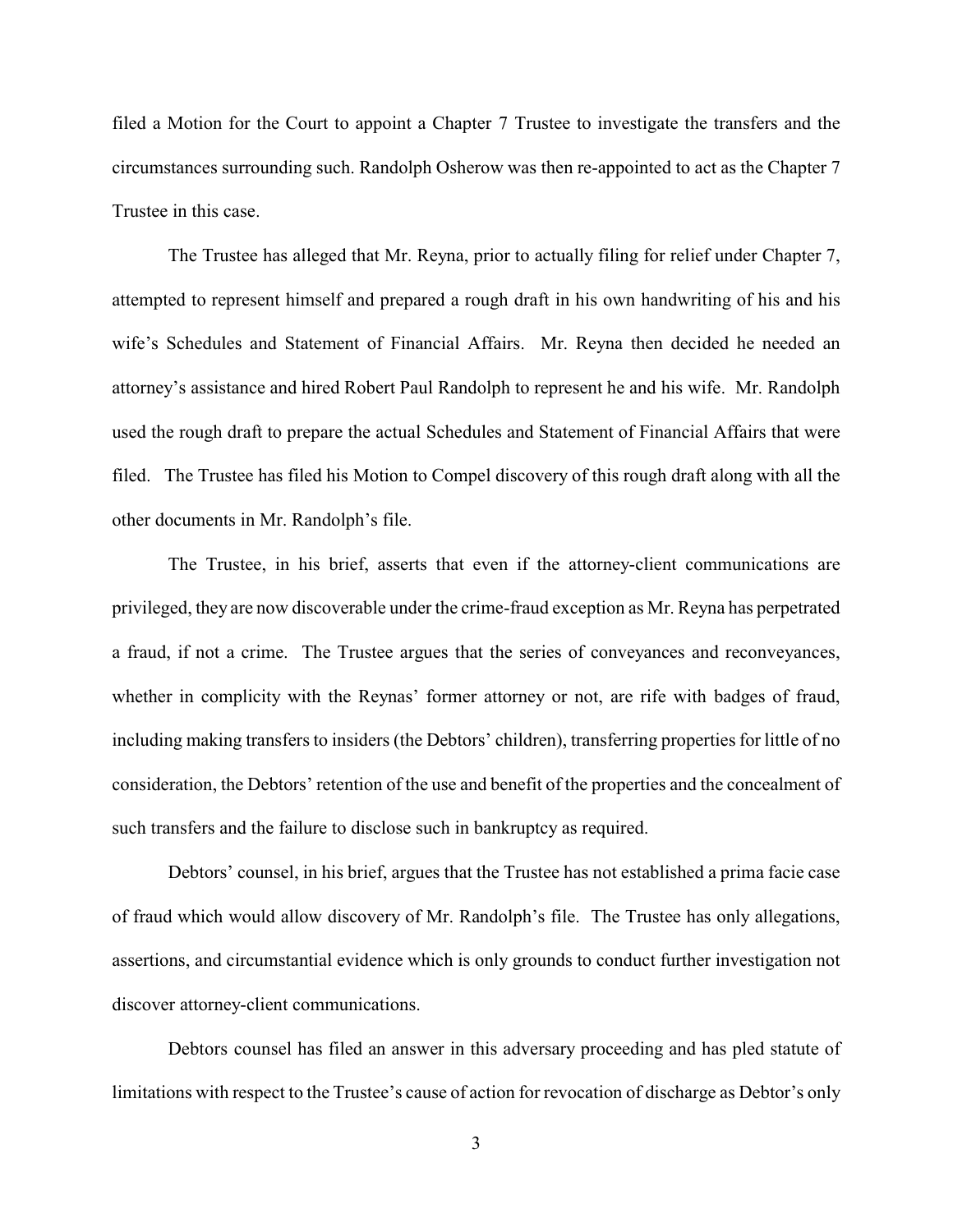filed a Motion for the Court to appoint a Chapter 7 Trustee to investigate the transfers and the circumstances surrounding such. Randolph Osherow was then re-appointed to act as the Chapter 7 Trustee in this case.

The Trustee has alleged that Mr. Reyna, prior to actually filing for relief under Chapter 7, attempted to represent himself and prepared a rough draft in his own handwriting of his and his wife's Schedules and Statement of Financial Affairs. Mr. Reyna then decided he needed an attorney's assistance and hired Robert Paul Randolph to represent he and his wife. Mr. Randolph used the rough draft to prepare the actual Schedules and Statement of Financial Affairs that were filed. The Trustee has filed his Motion to Compel discovery of this rough draft along with all the other documents in Mr. Randolph's file.

The Trustee, in his brief, asserts that even if the attorney-client communications are privileged, they are now discoverable under the crime-fraud exception as Mr. Reyna has perpetrated a fraud, if not a crime. The Trustee argues that the series of conveyances and reconveyances, whether in complicity with the Reynas' former attorney or not, are rife with badges of fraud, including making transfers to insiders (the Debtors' children), transferring properties for little of no consideration, the Debtors' retention of the use and benefit of the properties and the concealment of such transfers and the failure to disclose such in bankruptcy as required.

Debtors' counsel, in his brief, argues that the Trustee has not established a prima facie case of fraud which would allow discovery of Mr. Randolph's file. The Trustee has only allegations, assertions, and circumstantial evidence which is only grounds to conduct further investigation not discover attorney-client communications.

Debtors counsel has filed an answer in this adversary proceeding and has pled statute of limitations with respect to the Trustee's cause of action for revocation of discharge as Debtor's only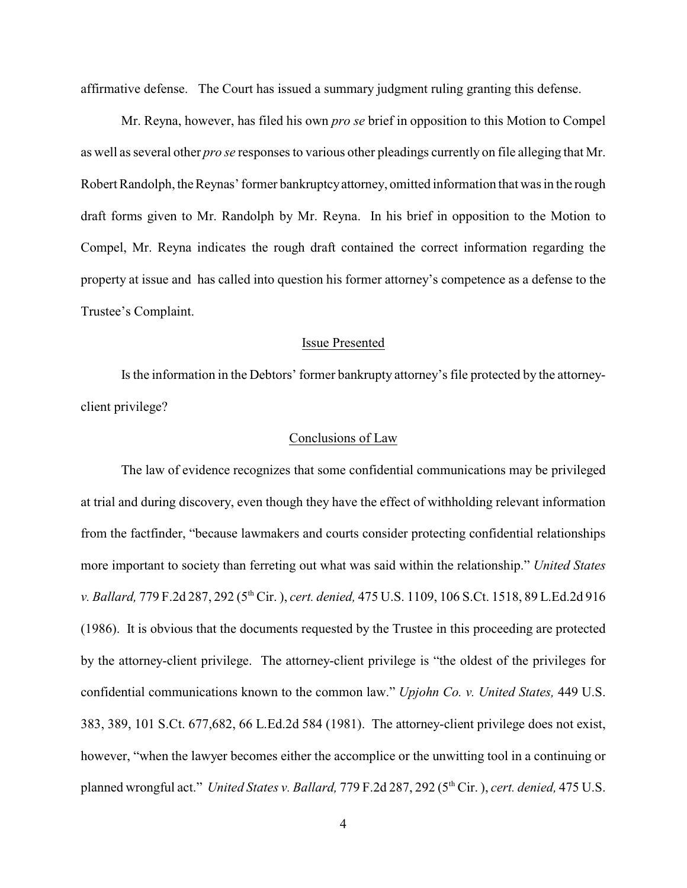affirmative defense. The Court has issued a summary judgment ruling granting this defense.

Mr. Reyna, however, has filed his own *pro se* brief in opposition to this Motion to Compel as well as several other *pro se* responses to various other pleadings currently on file alleging that Mr. Robert Randolph, the Reynas' former bankruptcy attorney, omitted information that was in the rough draft forms given to Mr. Randolph by Mr. Reyna. In his brief in opposition to the Motion to Compel, Mr. Reyna indicates the rough draft contained the correct information regarding the property at issue and has called into question his former attorney's competence as a defense to the Trustee's Complaint.

## Issue Presented

Is the information in the Debtors' former bankrupty attorney's file protected by the attorney-client privilege?

## Conclusions of Law

The law of evidence recognizes that some confidential communications may be privileged at trial and during discovery, even though they have the effect of withholding relevant information from the factfinder, "because lawmakers and courts consider protecting confidential relationships more important to society than ferreting out what was said within the relationship." *United States v. Ballard,* 779 F.2d 287, 292 (5th Cir. ), *cert. denied,* 475 U.S. 1109, 106 S.Ct. 1518, 89 L.Ed.2d 916 (1986). It is obvious that the documents requested by the Trustee in this proceeding are protected by the attorney-client privilege. The attorney-client privilege is "the oldest of the privileges for confidential communications known to the common law." *Upjohn Co. v. United States,* 449 U.S. 383, 389, 101 S.Ct. 677,682, 66 L.Ed.2d 584 (1981). The attorney-client privilege does not exist, however, "when the lawyer becomes either the accomplice or the unwitting tool in a continuing or planned wrongful act." *United States v. Ballard,* 779 F.2d 287, 292 (5th Cir. ), *cert. denied,* 475 U.S.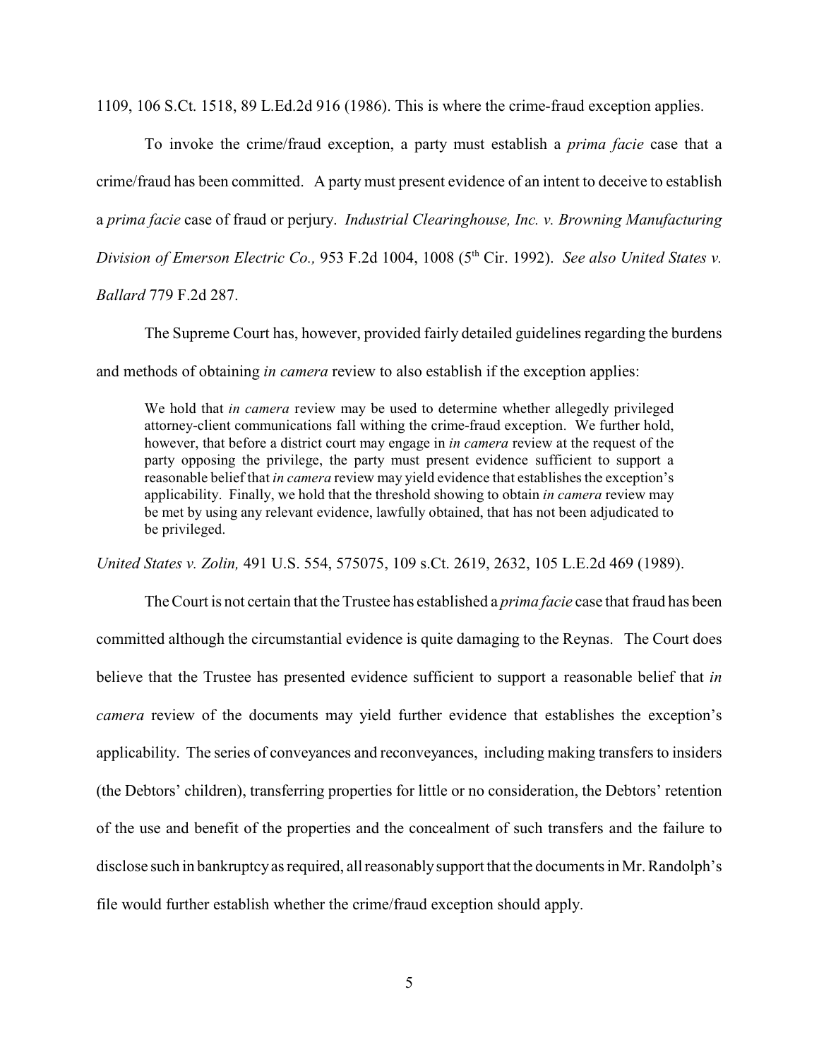1109, 106 S.Ct. 1518, 89 L.Ed.2d 916 (1986). This is where the crime-fraud exception applies.

To invoke the crime/fraud exception, a party must establish a *prima facie* case that a crime/fraud has been committed. A party must present evidence of an intent to deceive to establish a *prima facie* case of fraud or perjury. *Industrial Clearinghouse, Inc. v. Browning Manufacturing Division of Emerson Electric Co.,* 953 F.2d 1004, 1008 (5th Cir. 1992). *See also United States v. Ballard* 779 F.2d 287.

The Supreme Court has, however, provided fairly detailed guidelines regarding the burdens and methods of obtaining *in camera* review to also establish if the exception applies:

> We hold that *in camera* review may be used to determine whether allegedly privileged attorney-client communications fall withing the crime-fraud exception. We further hold, however, that before a district court may engage in *in camera* review at the request of the party opposing the privilege, the party must present evidence sufficient to support a reasonable belief that *in camera* review may yield evidence that establishes the exception's applicability. Finally, we hold that the threshold showing to obtain *in camera* review may be met by using any relevant evidence, lawfully obtained, that has not been adjudicated to be privileged.

*United States v. Zolin,* 491 U.S. 554, 575075, 109 s.Ct. 2619, 2632, 105 L.E.2d 469 (1989).

The Court is not certain that the Trustee has established a *prima facie* case that fraud has been committed although the circumstantial evidence is quite damaging to the Reynas. The Court does believe that the Trustee has presented evidence sufficient to support a reasonable belief that *in camera* review of the documents may yield further evidence that establishes the exception's applicability. The series of conveyances and reconveyances, including making transfers to insiders (the Debtors' children), transferring properties for little or no consideration, the Debtors' retention of the use and benefit of the properties and the concealment of such transfers and the failure to disclose such in bankruptcy as required, all reasonably support that the documents in Mr. Randolph's file would further establish whether the crime/fraud exception should apply.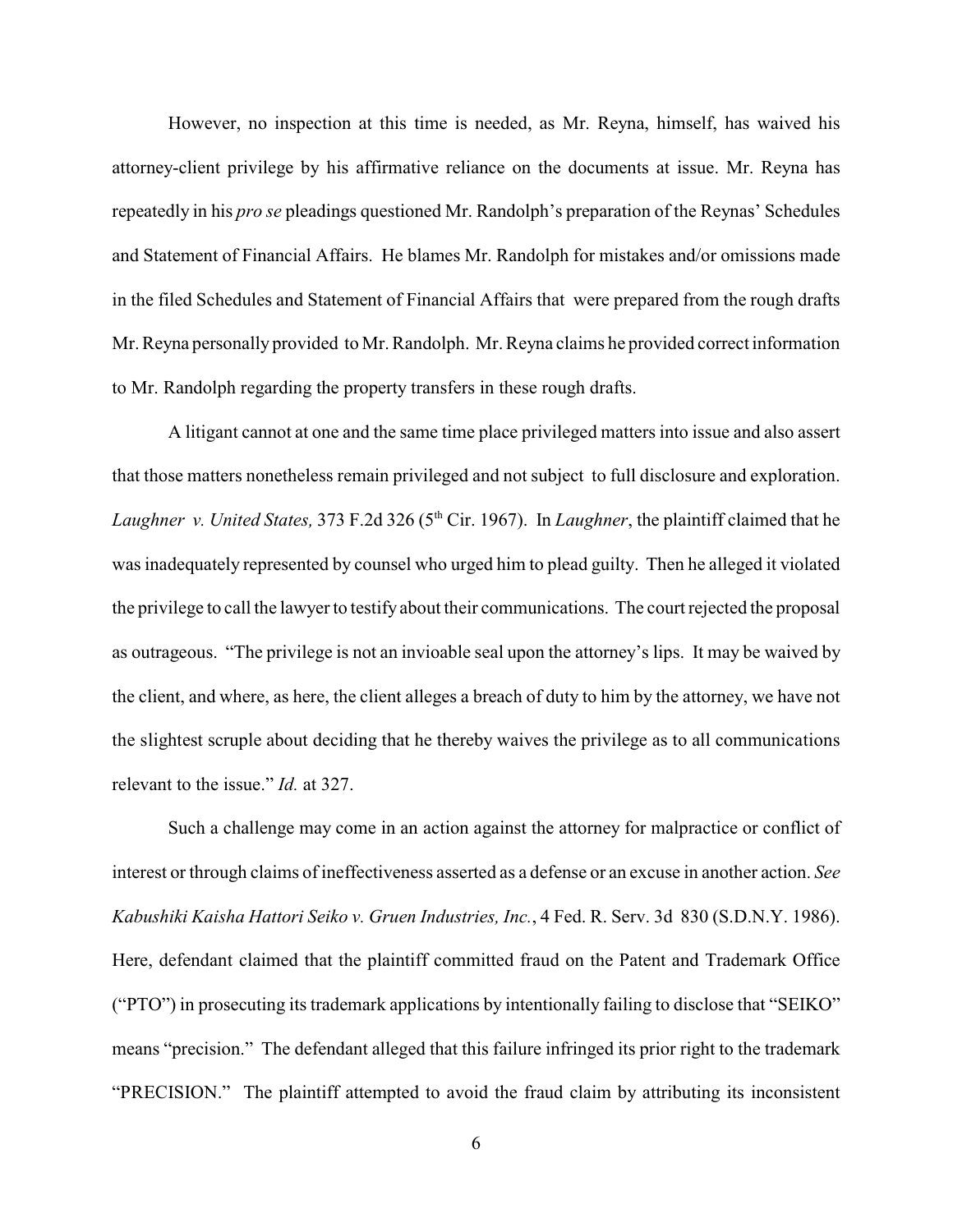However, no inspection at this time is needed, as Mr. Reyna, himself, has waived his attorney-client privilege by his affirmative reliance on the documents at issue. Mr. Reyna has repeatedly in his *pro se* pleadings questioned Mr. Randolph's preparation of the Reynas' Schedules and Statement of Financial Affairs. He blames Mr. Randolph for mistakes and/or omissions made in the filed Schedules and Statement of Financial Affairs that were prepared from the rough drafts Mr. Reyna personally provided to Mr. Randolph. Mr. Reyna claims he provided correct information to Mr. Randolph regarding the property transfers in these rough drafts.

A litigant cannot at one and the same time place privileged matters into issue and also assert that those matters nonetheless remain privileged and not subject to full disclosure and exploration. *Laughner v. United States,* 373 F.2d 326 (5th Cir. 1967). In *Laughner*, the plaintiff claimed that he was inadequately represented by counsel who urged him to plead guilty. Then he alleged it violated the privilege to call the lawyer to testify about their communications. The court rejected the proposal as outrageous. "The privilege is not an invioable seal upon the attorney's lips. It may be waived by the client, and where, as here, the client alleges a breach of duty to him by the attorney, we have not the slightest scruple about deciding that he thereby waives the privilege as to all communications relevant to the issue." *Id.* at 327.

Such a challenge may come in an action against the attorney for malpractice or conflict of interest or through claims of ineffectiveness asserted as a defense or an excuse in another action. *See Kabushiki Kaisha Hattori Seiko v. Gruen Industries, Inc.*, 4 Fed. R. Serv. 3d 830 (S.D.N.Y. 1986). Here, defendant claimed that the plaintiff committed fraud on the Patent and Trademark Office ("PTO") in prosecuting its trademark applications by intentionally failing to disclose that "SEIKO" means "precision." The defendant alleged that this failure infringed its prior right to the trademark "PRECISION." The plaintiff attempted to avoid the fraud claim by attributing its inconsistent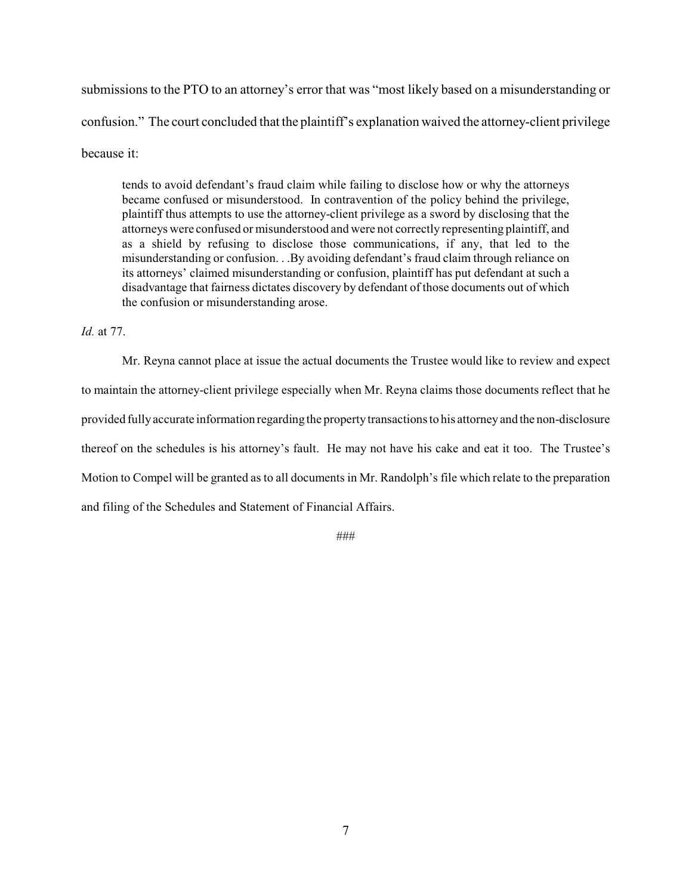submissions to the PTO to an attorney's error that was "most likely based on a misunderstanding or confusion." The court concluded that the plaintiff's explanation waived the attorney-client privilege because it:

> tends to avoid defendant's fraud claim while failing to disclose how or why the attorneys became confused or misunderstood. In contravention of the policy behind the privilege, plaintiff thus attempts to use the attorney-client privilege as a sword by disclosing that the attorneys were confused or misunderstood and were not correctly representing plaintiff, and as a shield by refusing to disclose those communications, if any, that led to the misunderstanding or confusion. . .By avoiding defendant's fraud claim through reliance on its attorneys' claimed misunderstanding or confusion, plaintiff has put defendant at such a disadvantage that fairness dictates discovery by defendant of those documents out of which the confusion or misunderstanding arose.

*Id.* at 77.

Mr. Reyna cannot place at issue the actual documents the Trustee would like to review and expect to maintain the attorney-client privilege especially when Mr. Reyna claims those documents reflect that he provided fully accurate information regarding the property transactions to his attorney and the non-disclosure thereof on the schedules is his attorney's fault. He may not have his cake and eat it too. The Trustee's Motion to Compel will be granted as to all documents in Mr. Randolph's file which relate to the preparation and filing of the Schedules and Statement of Financial Affairs.

###